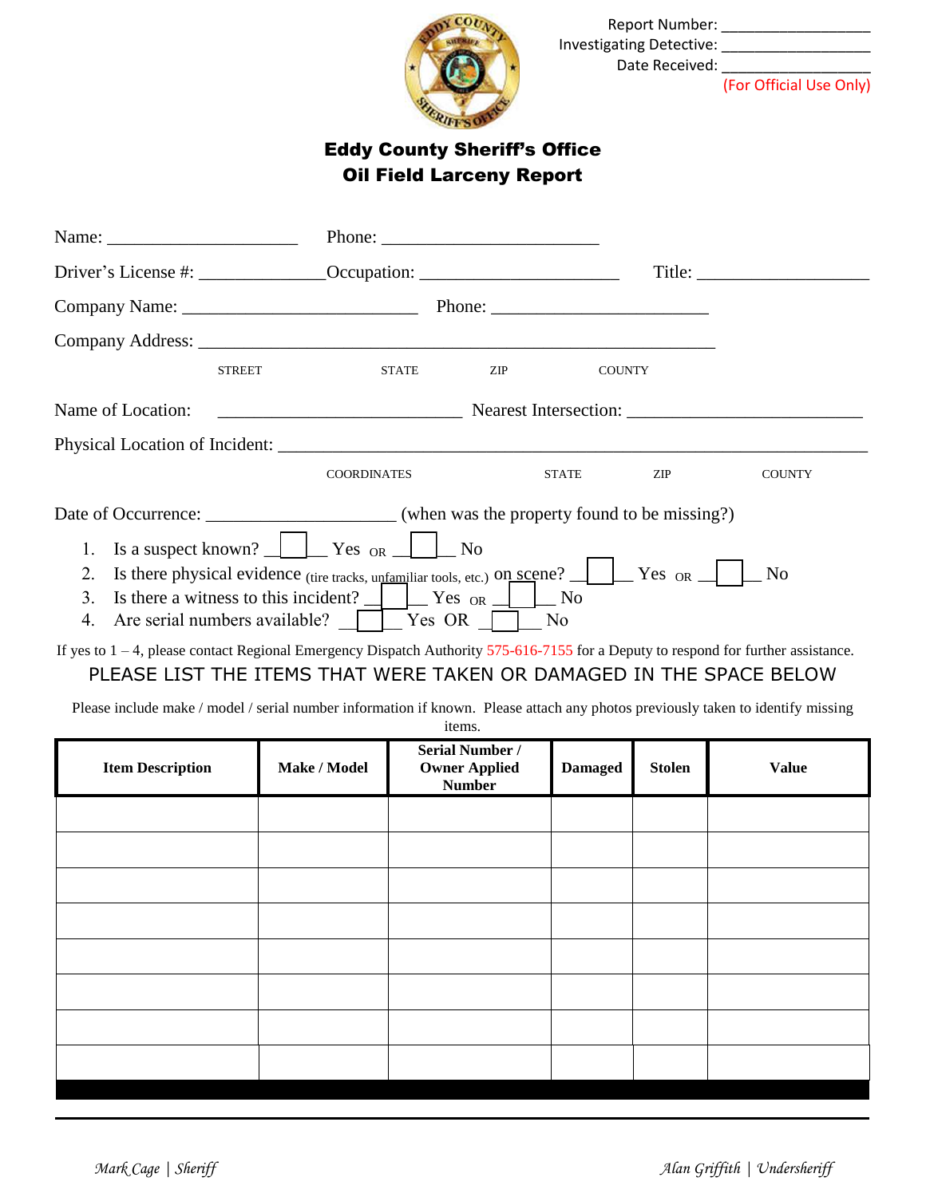Report Number: ___________________
Investigating Detective: ___________________
Date Received: ___________________
(For Official Use Only)

# Eddy County Sheriff's Office
## Oil Field Larceny Report

Name: _____________________ Phone: _______________________

Driver's License #: _____________ Occupation: ______________________ Title: ___________________

Company Name: _________________________ Phone: _______________________

Company Address: __________________________________________________________

STREET STATE ZIP COUNTY

Name of Location: __________________________ Nearest Intersection: __________________________

Physical Location of Incident: ________________________________________________________________

COORDINATES STATE ZIP COUNTY

Date of Occurrence: _____________________ (when was the property found to be missing?)

1. Is a suspect known? ☐ Yes OR ☐ No
2. Is there physical evidence (tire tracks, unfamiliar tools, etc.) on scene? ☐ Yes OR ☐ No
3. Is there a witness to this incident? ☐ Yes OR ☐ No
4. Are serial numbers available? ☐ Yes OR ☐ No

If yes to 1 – 4, please contact Regional Emergency Dispatch Authority 575-616-7155 for a Deputy to respond for further assistance.

PLEASE LIST THE ITEMS THAT WERE TAKEN OR DAMAGED IN THE SPACE BELOW

Please include make / model / serial number information if known. Please attach any photos previously taken to identify missing items.

| Item Description | Make / Model | Serial Number / Owner Applied Number | Damaged | Stolen | Value |
|---|---|---|---|---|---|
| | | | | | |
| | | | | | |
| | | | | | |
| | | | | | |
| | | | | | |
| | | | | | |
| | | | | | |
| | | | | | |

*Mark Cage | Sheriff* *Alan Griffith | Undersheriff*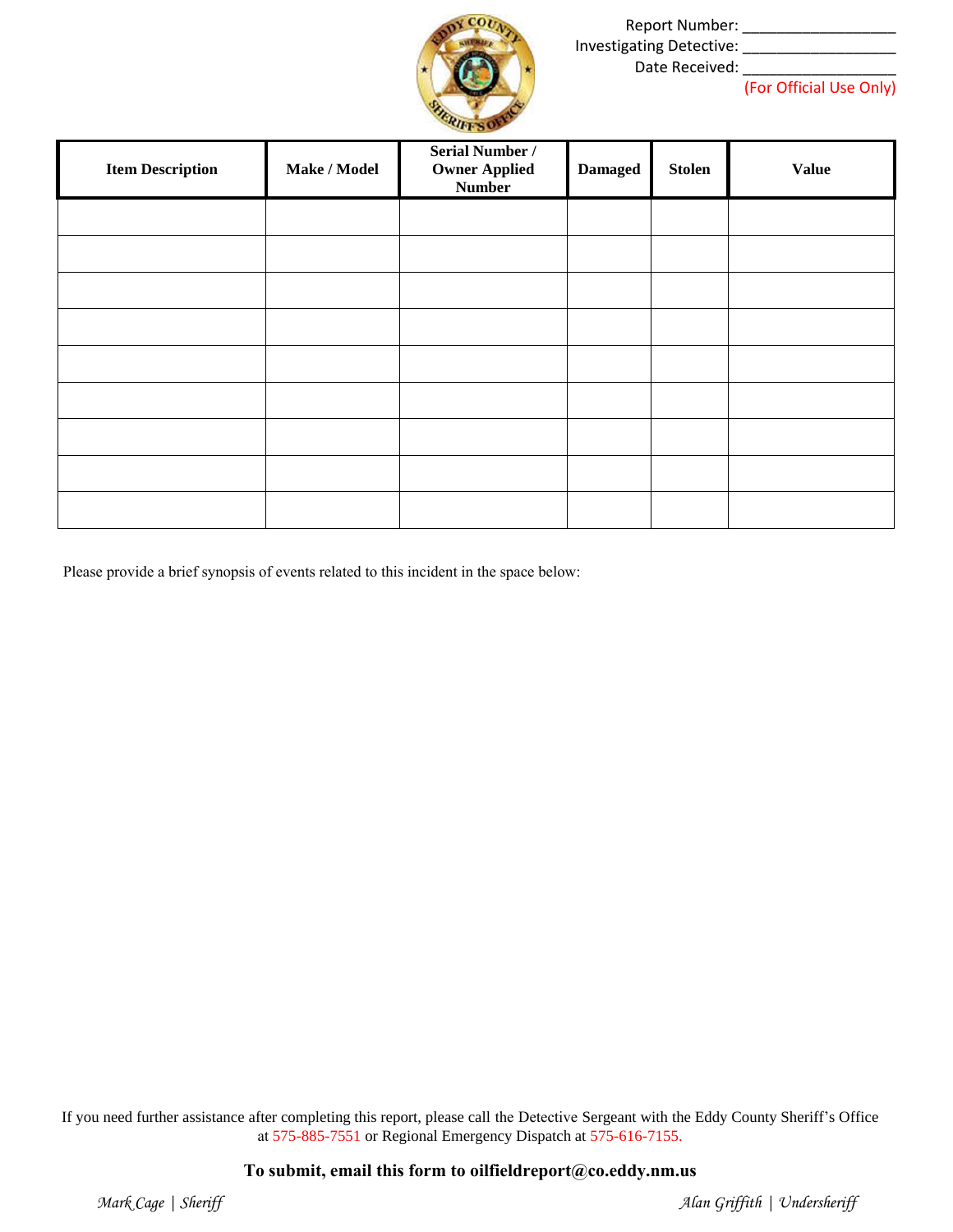Report Number: ___________________
Investigating Detective: ___________________
Date Received: ___________________
(For Official Use Only)

| Item Description | Make / Model | Serial Number / Owner Applied Number | Damaged | Stolen | Value |
|---|---|---|---|---|---|
| | | | | | |
| | | | | | |
| | | | | | |
| | | | | | |
| | | | | | |
| | | | | | |
| | | | | | |
| | | | | | |
| | | | | | |

Please provide a brief synopsis of events related to this incident in the space below:

If you need further assistance after completing this report, please call the Detective Sergeant with the Eddy County Sheriff's Office at 575-885-7551 or Regional Emergency Dispatch at 575-616-7155.

**To submit, email this form to oilfieldreport@co.eddy.nm.us**

*Mark Cage | Sheriff*

*Alan Griffith | Undersheriff*